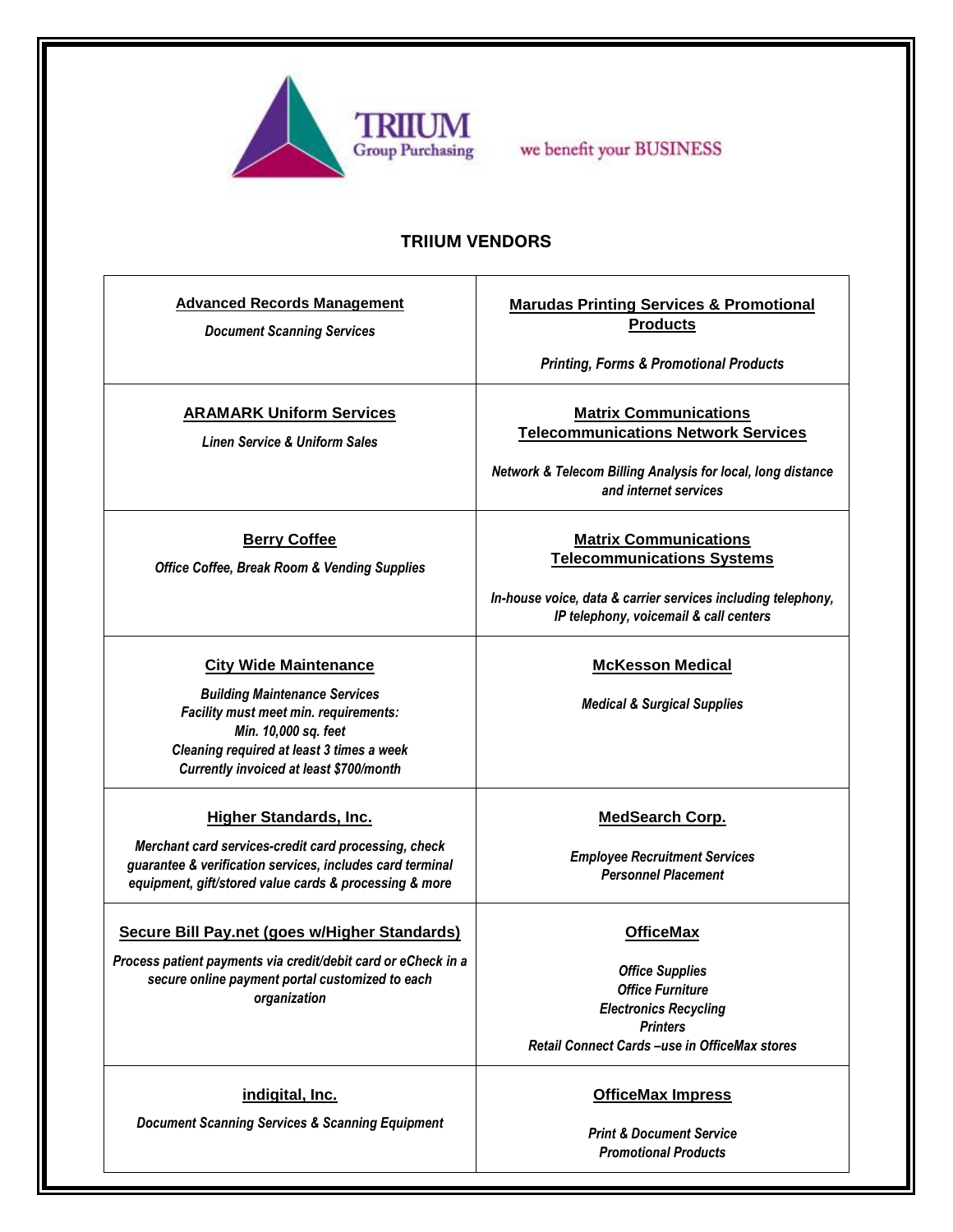TRIIUM
Group Purchasing

we benefit your BUSINESS

## TRIIUM VENDORS

| | |
|---|---|
| **Advanced Records Management**<br>*Document Scanning Services* | **Marudas Printing Services & Promotional Products**<br>*Printing, Forms & Promotional Products* |
| **ARAMARK Uniform Services**<br>*Linen Service & Uniform Sales* | **Matrix Communications Telecommunications Network Services**<br>*Network & Telecom Billing Analysis for local, long distance and internet services* |
| **Berry Coffee**<br>*Office Coffee, Break Room & Vending Supplies* | **Matrix Communications Telecommunications Systems**<br>*In-house voice, data & carrier services including telephony, IP telephony, voicemail & call centers* |
| **City Wide Maintenance**<br>*Building Maintenance Services*<br>*Facility must meet min. requirements:*<br>*Min. 10,000 sq. feet*<br>*Cleaning required at least 3 times a week*<br>*Currently invoiced at least $700/month* | **McKesson Medical**<br>*Medical & Surgical Supplies* |
| **Higher Standards, Inc.**<br>*Merchant card services-credit card processing, check guarantee & verification services, includes card terminal equipment, gift/stored value cards & processing & more* | **MedSearch Corp.**<br>*Employee Recruitment Services*<br>*Personnel Placement* |
| **Secure Bill Pay.net (goes w/Higher Standards)**<br>*Process patient payments via credit/debit card or eCheck in a secure online payment portal customized to each organization* | **OfficeMax**<br>*Office Supplies*<br>*Office Furniture*<br>*Electronics Recycling*<br>*Printers*<br>*Retail Connect Cards –use in OfficeMax stores* |
| **indigital, Inc.**<br>*Document Scanning Services & Scanning Equipment* | **OfficeMax Impress**<br>*Print & Document Service*<br>*Promotional Products* |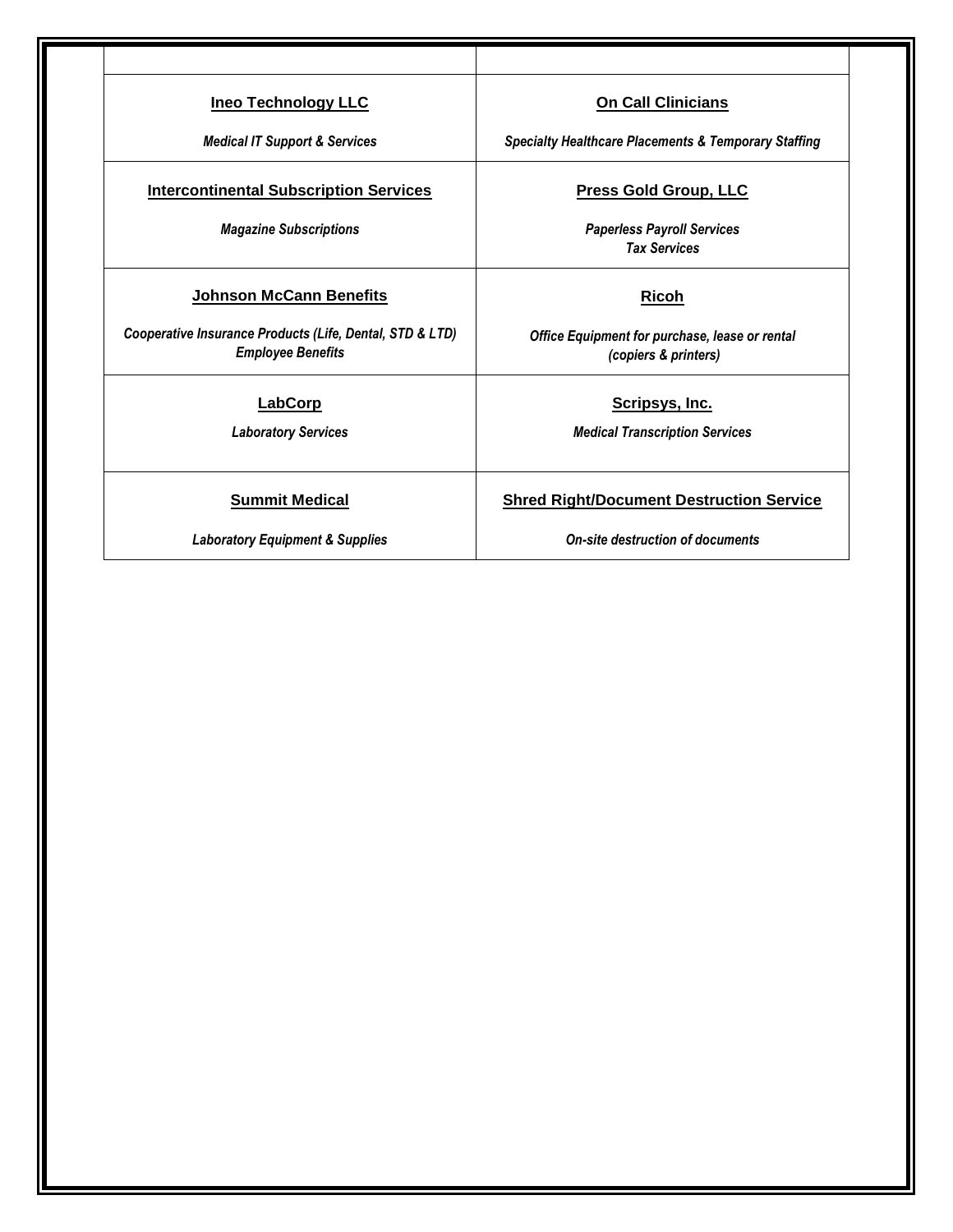| | |
|---|---|
| **Ineo Technology LLC**<br><br>***Medical IT Support & Services*** | **On Call Clinicians**<br><br>***Specialty Healthcare Placements & Temporary Staffing*** |
| **Intercontinental Subscription Services**<br><br>***Magazine Subscriptions*** | **Press Gold Group, LLC**<br><br>***Paperless Payroll Services***<br>***Tax Services*** |
| **Johnson McCann Benefits**<br><br>***Cooperative Insurance Products (Life, Dental, STD & LTD)***<br>***Employee Benefits*** | **Ricoh**<br><br>***Office Equipment for purchase, lease or rental***<br>***(copiers & printers)*** |
| **LabCorp**<br><br>***Laboratory Services*** | **Scripsys, Inc.**<br><br>***Medical Transcription Services*** |
| **Summit Medical**<br><br>***Laboratory Equipment & Supplies*** | **Shred Right/Document Destruction Service**<br><br>***On-site destruction of documents*** |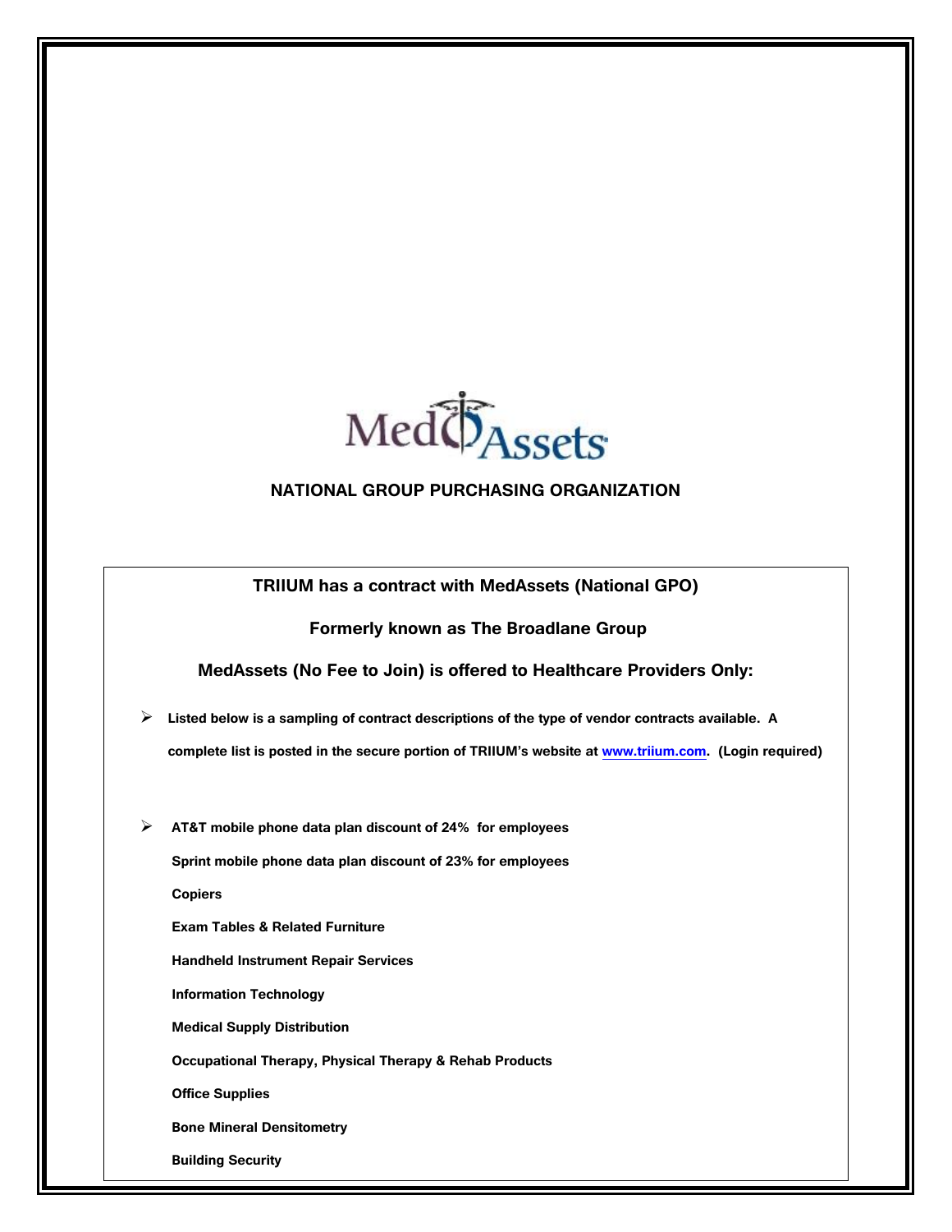MedAssets

**NATIONAL GROUP PURCHASING ORGANIZATION**

**TRIIUM has a contract with MedAssets (National GPO)**

**Formerly known as The Broadlane Group**

**MedAssets (No Fee to Join) is offered to Healthcare Providers Only:**

- **Listed below is a sampling of contract descriptions of the type of vendor contracts available. A complete list is posted in the secure portion of TRIIUM's website at [www.triium.com](http://www.triium.com). (Login required)**

- **AT&T mobile phone data plan discount of 24% for employees**

  **Sprint mobile phone data plan discount of 23% for employees**

  **Copiers**

  **Exam Tables & Related Furniture**

  **Handheld Instrument Repair Services**

  **Information Technology**

  **Medical Supply Distribution**

  **Occupational Therapy, Physical Therapy & Rehab Products**

  **Office Supplies**

  **Bone Mineral Densitometry**

  **Building Security**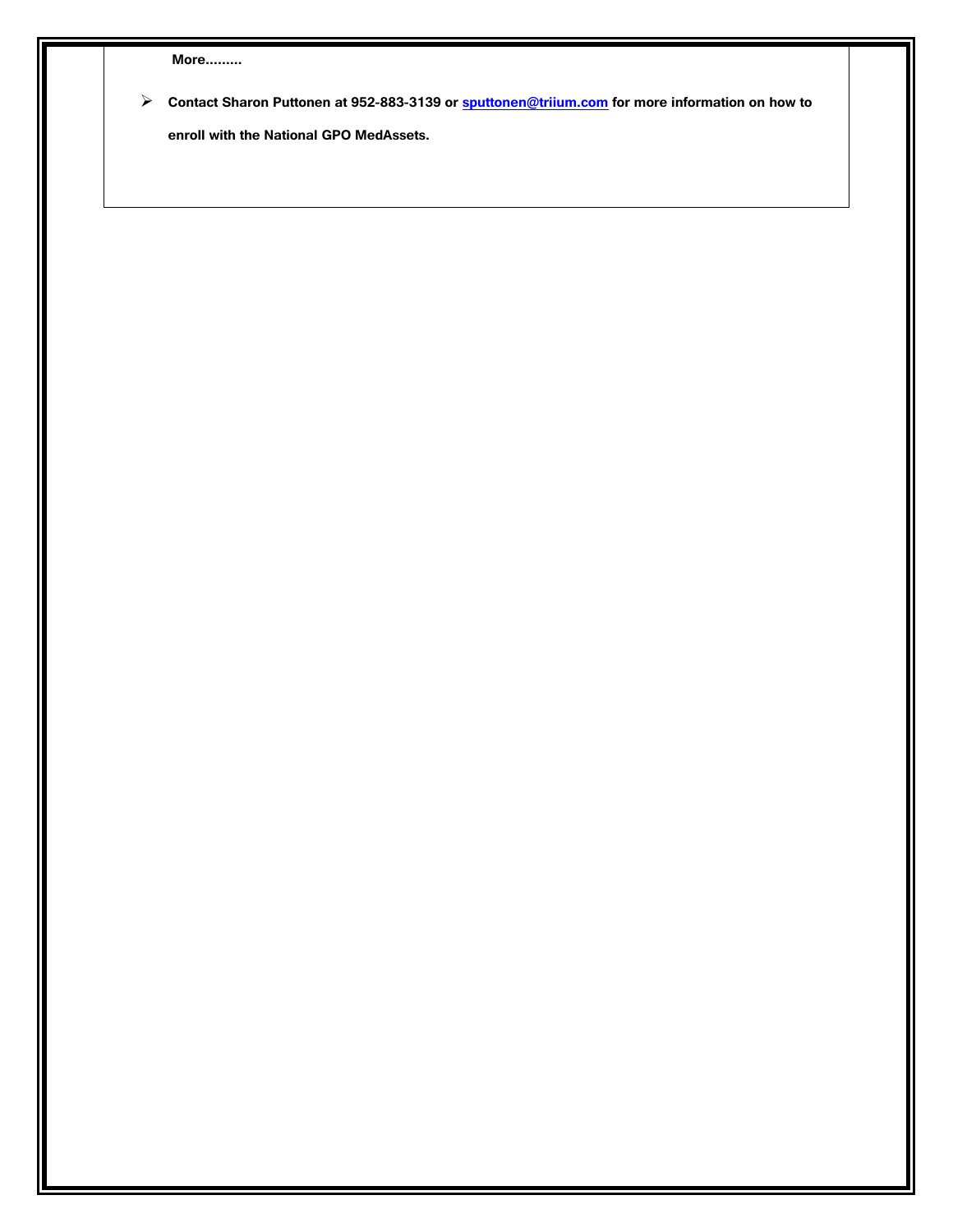**More………**

- **Contact Sharon Puttonen at 952-883-3139 or [sputtonen@triium.com](mailto:sputtonen@triium.com) for more information on how to enroll with the National GPO MedAssets.**